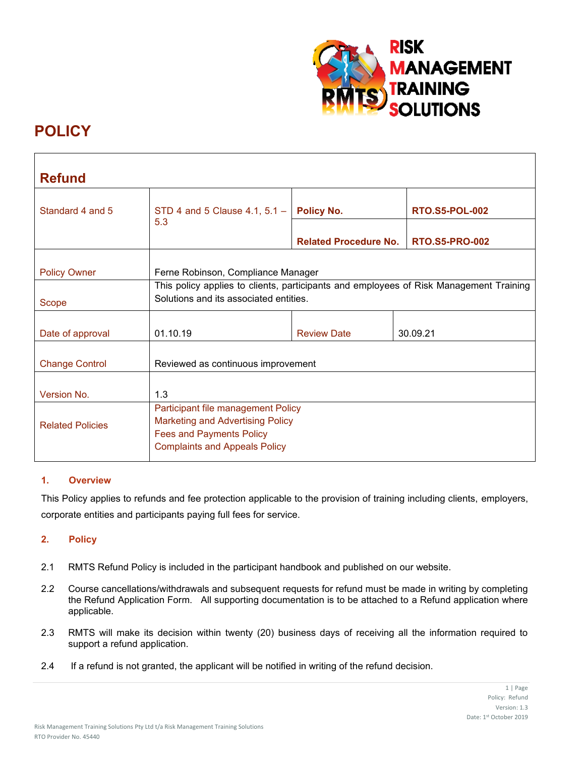# POLICY

| Refund | | | |
|---|---|---|---|
| Standard 4 and 5 | STD 4 and 5 Clause 4.1, 5.1 – 5.3 | **Policy No.** | **RTO.S5-POL-002** |
| | | **Related Procedure No.** | **RTO.S5-PRO-002** |
| Policy Owner | Ferne Robinson, Compliance Manager | | |
| Scope | This policy applies to clients, participants and employees of Risk Management Training Solutions and its associated entities. | | |
| Date of approval | 01.10.19 | Review Date | 30.09.21 |
| Change Control | Reviewed as continuous improvement | | |
| Version No. | 1.3 | | |
| Related Policies | Participant file management Policy<br>Marketing and Advertising Policy<br>Fees and Payments Policy<br>Complaints and Appeals Policy | | |

## 1. Overview

This Policy applies to refunds and fee protection applicable to the provision of training including clients, employers, corporate entities and participants paying full fees for service.

## 2. Policy

2.1 RMTS Refund Policy is included in the participant handbook and published on our website.

2.2 Course cancellations/withdrawals and subsequent requests for refund must be made in writing by completing the Refund Application Form. All supporting documentation is to be attached to a Refund application where applicable.

2.3 RMTS will make its decision within twenty (20) business days of receiving all the information required to support a refund application.

2.4 If a refund is not granted, the applicant will be notified in writing of the refund decision.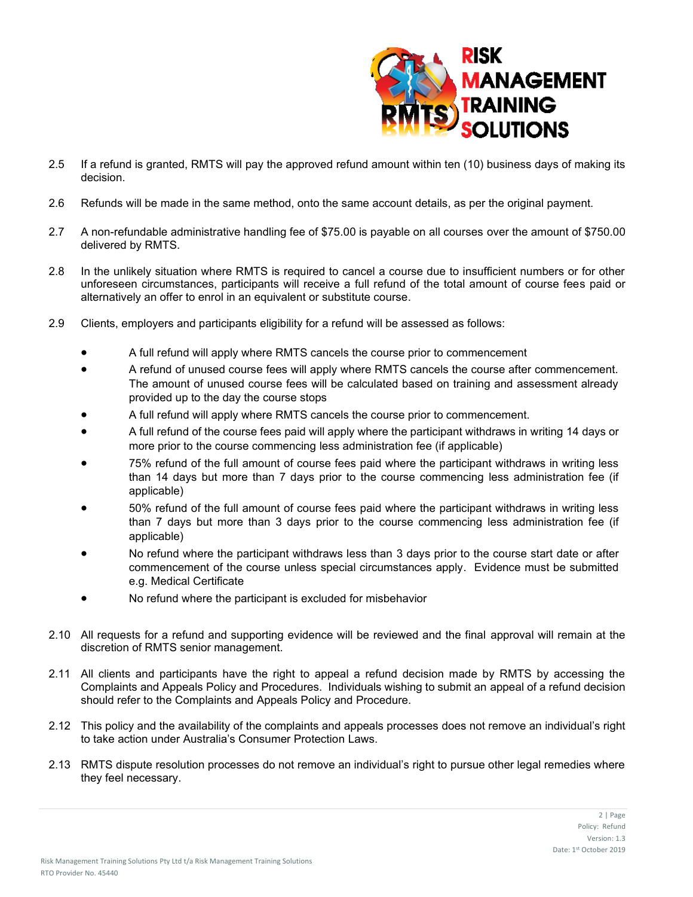2.5 If a refund is granted, RMTS will pay the approved refund amount within ten (10) business days of making its decision.

2.6 Refunds will be made in the same method, onto the same account details, as per the original payment.

2.7 A non-refundable administrative handling fee of $75.00 is payable on all courses over the amount of $750.00 delivered by RMTS.

2.8 In the unlikely situation where RMTS is required to cancel a course due to insufficient numbers or for other unforeseen circumstances, participants will receive a full refund of the total amount of course fees paid or alternatively an offer to enrol in an equivalent or substitute course.

2.9 Clients, employers and participants eligibility for a refund will be assessed as follows:

- A full refund will apply where RMTS cancels the course prior to commencement
- A refund of unused course fees will apply where RMTS cancels the course after commencement. The amount of unused course fees will be calculated based on training and assessment already provided up to the day the course stops
- A full refund will apply where RMTS cancels the course prior to commencement.
- A full refund of the course fees paid will apply where the participant withdraws in writing 14 days or more prior to the course commencing less administration fee (if applicable)
- 75% refund of the full amount of course fees paid where the participant withdraws in writing less than 14 days but more than 7 days prior to the course commencing less administration fee (if applicable)
- 50% refund of the full amount of course fees paid where the participant withdraws in writing less than 7 days but more than 3 days prior to the course commencing less administration fee (if applicable)
- No refund where the participant withdraws less than 3 days prior to the course start date or after commencement of the course unless special circumstances apply. Evidence must be submitted e.g. Medical Certificate
- No refund where the participant is excluded for misbehavior

2.10 All requests for a refund and supporting evidence will be reviewed and the final approval will remain at the discretion of RMTS senior management.

2.11 All clients and participants have the right to appeal a refund decision made by RMTS by accessing the Complaints and Appeals Policy and Procedures. Individuals wishing to submit an appeal of a refund decision should refer to the Complaints and Appeals Policy and Procedure.

2.12 This policy and the availability of the complaints and appeals processes does not remove an individual's right to take action under Australia's Consumer Protection Laws.

2.13 RMTS dispute resolution processes do not remove an individual's right to pursue other legal remedies where they feel necessary.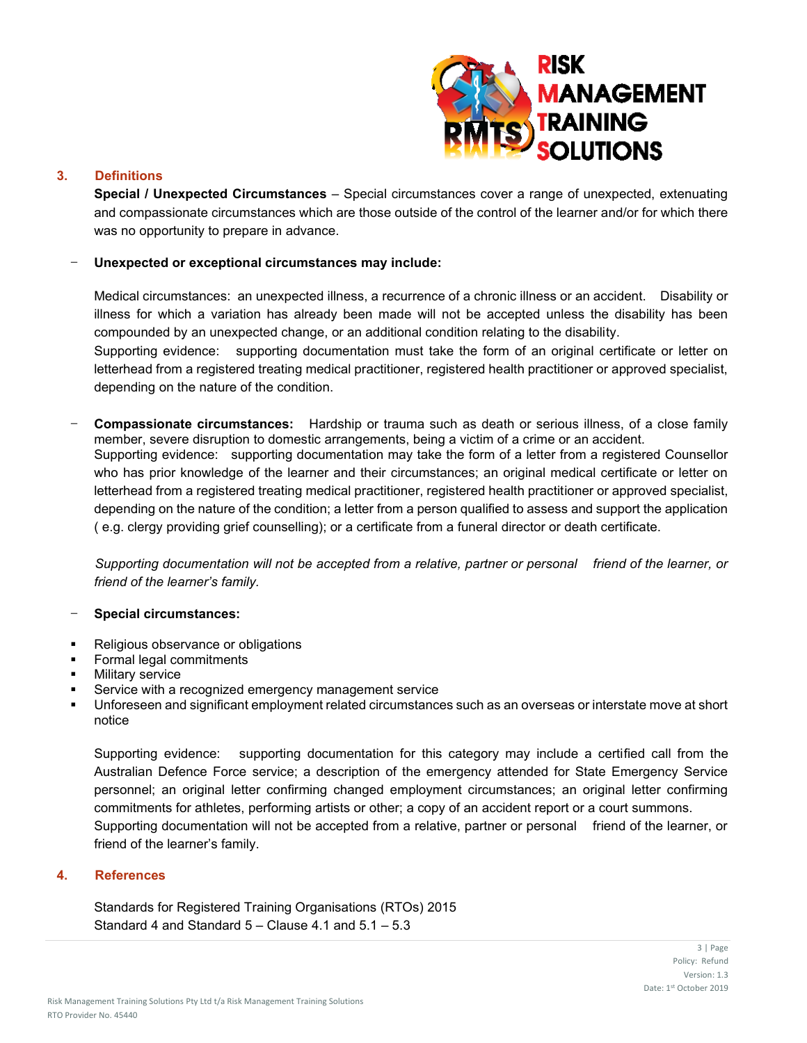## 3. Definitions

**Special / Unexpected Circumstances** – Special circumstances cover a range of unexpected, extenuating and compassionate circumstances which are those outside of the control of the learner and/or for which there was no opportunity to prepare in advance.

- **Unexpected or exceptional circumstances may include:**

  Medical circumstances: an unexpected illness, a recurrence of a chronic illness or an accident. Disability or illness for which a variation has already been made will not be accepted unless the disability has been compounded by an unexpected change, or an additional condition relating to the disability.
  Supporting evidence: supporting documentation must take the form of an original certificate or letter on letterhead from a registered treating medical practitioner, registered health practitioner or approved specialist, depending on the nature of the condition.

- **Compassionate circumstances:** Hardship or trauma such as death or serious illness, of a close family member, severe disruption to domestic arrangements, being a victim of a crime or an accident.
  Supporting evidence: supporting documentation may take the form of a letter from a registered Counsellor who has prior knowledge of the learner and their circumstances; an original medical certificate or letter on letterhead from a registered treating medical practitioner, registered health practitioner or approved specialist, depending on the nature of the condition; a letter from a person qualified to assess and support the application ( e.g. clergy providing grief counselling); or a certificate from a funeral director or death certificate.

  *Supporting documentation will not be accepted from a relative, partner or personal friend of the learner, or friend of the learner's family.*

- **Special circumstances:**

- Religious observance or obligations
- Formal legal commitments
- Military service
- Service with a recognized emergency management service
- Unforeseen and significant employment related circumstances such as an overseas or interstate move at short notice

Supporting evidence: supporting documentation for this category may include a certified call from the Australian Defence Force service; a description of the emergency attended for State Emergency Service personnel; an original letter confirming changed employment circumstances; an original letter confirming commitments for athletes, performing artists or other; a copy of an accident report or a court summons.
Supporting documentation will not be accepted from a relative, partner or personal friend of the learner, or friend of the learner's family.

## 4. References

Standards for Registered Training Organisations (RTOs) 2015
Standard 4 and Standard 5 – Clause 4.1 and 5.1 – 5.3